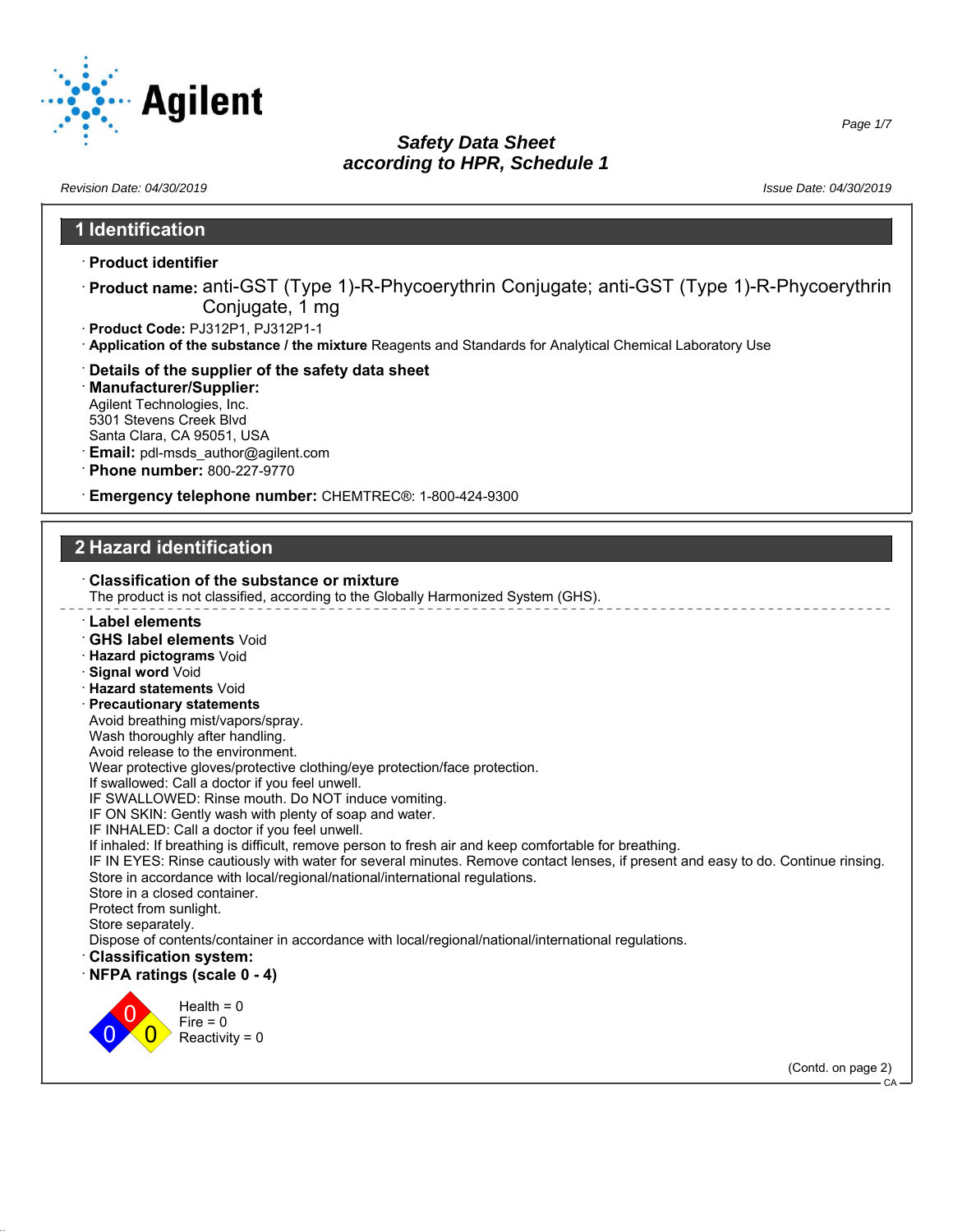# Safety Data Sheet
## according to HPR, Schedule 1

Revision Date: 04/30/2019

Issue Date: 04/30/2019

## 1 Identification

· **Product identifier**

· **Product name:** anti-GST (Type 1)-R-Phycoerythrin Conjugate; anti-GST (Type 1)-R-Phycoerythrin Conjugate, 1 mg

· **Product Code:** PJ312P1, PJ312P1-1

· **Application of the substance / the mixture** Reagents and Standards for Analytical Chemical Laboratory Use

· **Details of the supplier of the safety data sheet**

· **Manufacturer/Supplier:**
Agilent Technologies, Inc.
5301 Stevens Creek Blvd
Santa Clara, CA 95051, USA

· **Email:** pdl-msds_author@agilent.com

· **Phone number:** 800-227-9770

· **Emergency telephone number:** CHEMTREC®: 1-800-424-9300

## 2 Hazard identification

· **Classification of the substance or mixture**
The product is not classified, according to the Globally Harmonized System (GHS).

· **Label elements**

· **GHS label elements** Void

· **Hazard pictograms** Void

· **Signal word** Void

· **Hazard statements** Void

· **Precautionary statements**
Avoid breathing mist/vapors/spray.
Wash thoroughly after handling.
Avoid release to the environment.
Wear protective gloves/protective clothing/eye protection/face protection.
If swallowed: Call a doctor if you feel unwell.
IF SWALLOWED: Rinse mouth. Do NOT induce vomiting.
IF ON SKIN: Gently wash with plenty of soap and water.
IF INHALED: Call a doctor if you feel unwell.
If inhaled: If breathing is difficult, remove person to fresh air and keep comfortable for breathing.
IF IN EYES: Rinse cautiously with water for several minutes. Remove contact lenses, if present and easy to do. Continue rinsing.
Store in accordance with local/regional/national/international regulations.
Store in a closed container.
Protect from sunlight.
Store separately.
Dispose of contents/container in accordance with local/regional/national/international regulations.

· **Classification system:**

· **NFPA ratings (scale 0 - 4)**

Health = 0
Fire = 0
Reactivity = 0

(Contd. on page 2)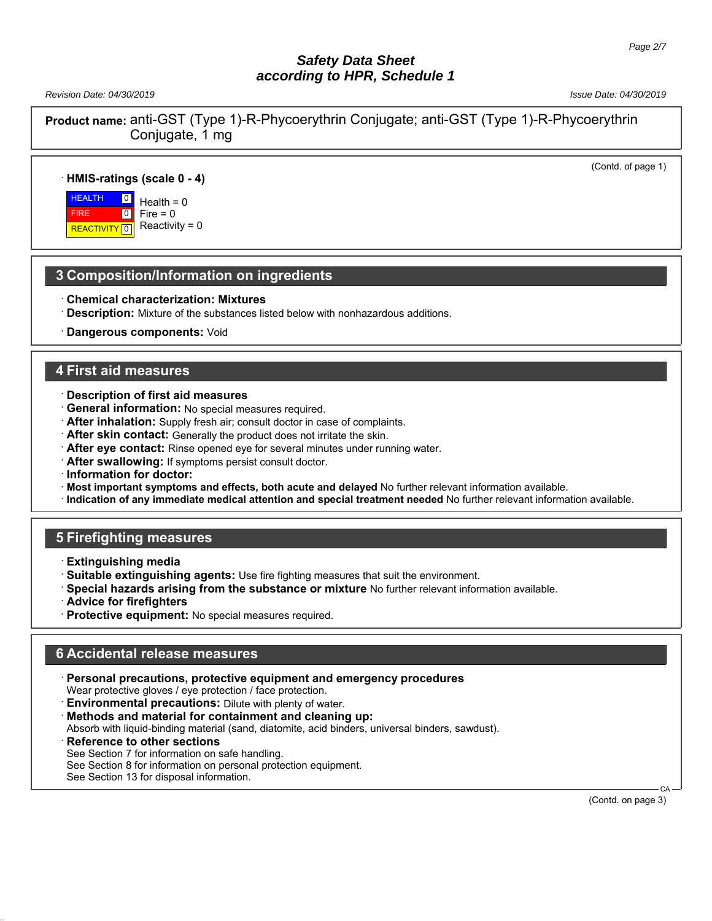**Product name:** anti-GST (Type 1)-R-Phycoerythrin Conjugate; anti-GST (Type 1)-R-Phycoerythrin Conjugate, 1 mg

(Contd. of page 1)

· **HMIS-ratings (scale 0 - 4)**

| HEALTH | 0 | Health = 0 |
|---|---|---|
| FIRE | 0 | Fire = 0 |
| REACTIVITY | 0 | Reactivity = 0 |

## 3 Composition/Information on ingredients

· **Chemical characterization: Mixtures**
· **Description:** Mixture of the substances listed below with nonhazardous additions.

· **Dangerous components:** Void

## 4 First aid measures

· **Description of first aid measures**
· **General information:** No special measures required.
· **After inhalation:** Supply fresh air; consult doctor in case of complaints.
· **After skin contact:** Generally the product does not irritate the skin.
· **After eye contact:** Rinse opened eye for several minutes under running water.
· **After swallowing:** If symptoms persist consult doctor.
· **Information for doctor:**
· **Most important symptoms and effects, both acute and delayed** No further relevant information available.
· **Indication of any immediate medical attention and special treatment needed** No further relevant information available.

## 5 Firefighting measures

· **Extinguishing media**
· **Suitable extinguishing agents:** Use fire fighting measures that suit the environment.
· **Special hazards arising from the substance or mixture** No further relevant information available.
· **Advice for firefighters**
· **Protective equipment:** No special measures required.

## 6 Accidental release measures

· **Personal precautions, protective equipment and emergency procedures**
Wear protective gloves / eye protection / face protection.
· **Environmental precautions:** Dilute with plenty of water.
· **Methods and material for containment and cleaning up:**
Absorb with liquid-binding material (sand, diatomite, acid binders, universal binders, sawdust).
· **Reference to other sections**
See Section 7 for information on safe handling.
See Section 8 for information on personal protection equipment.
See Section 13 for disposal information.

(Contd. on page 3)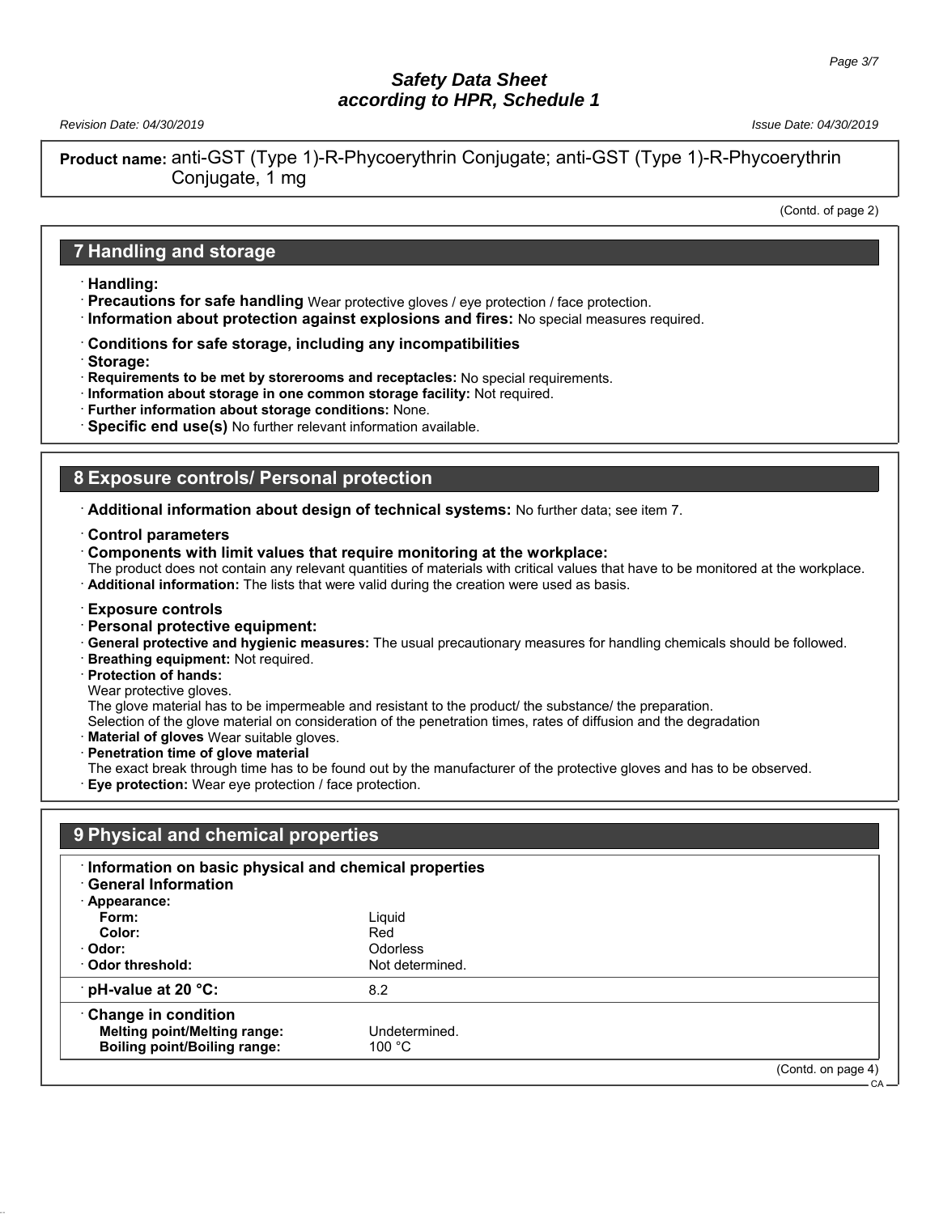**Product name:** anti-GST (Type 1)-R-Phycoerythrin Conjugate; anti-GST (Type 1)-R-Phycoerythrin Conjugate, 1 mg

(Contd. of page 2)

## 7 Handling and storage

· **Handling:**
· **Precautions for safe handling** Wear protective gloves / eye protection / face protection.
· **Information about protection against explosions and fires:** No special measures required.

· **Conditions for safe storage, including any incompatibilities**
· **Storage:**
· **Requirements to be met by storerooms and receptacles:** No special requirements.
· **Information about storage in one common storage facility:** Not required.
· **Further information about storage conditions:** None.
· **Specific end use(s)** No further relevant information available.

## 8 Exposure controls/ Personal protection

· **Additional information about design of technical systems:** No further data; see item 7.

· **Control parameters**
· **Components with limit values that require monitoring at the workplace:**
The product does not contain any relevant quantities of materials with critical values that have to be monitored at the workplace.
· **Additional information:** The lists that were valid during the creation were used as basis.

· **Exposure controls**
· **Personal protective equipment:**
· **General protective and hygienic measures:** The usual precautionary measures for handling chemicals should be followed.
· **Breathing equipment:** Not required.
· **Protection of hands:**
Wear protective gloves.
The glove material has to be impermeable and resistant to the product/ the substance/ the preparation.
Selection of the glove material on consideration of the penetration times, rates of diffusion and the degradation
· **Material of gloves** Wear suitable gloves.
· **Penetration time of glove material**
The exact break through time has to be found out by the manufacturer of the protective gloves and has to be observed.
· **Eye protection:** Wear eye protection / face protection.

## 9 Physical and chemical properties

· **Information on basic physical and chemical properties**
· **General Information**

| · **Appearance:** | |
|---|---|
| **Form:** | Liquid |
| **Color:** | Red |
| · **Odor:** | Odorless |
| · **Odor threshold:** | Not determined. |
| · **pH-value at 20 °C:** | 8.2 |
| · **Change in condition** | |
| **Melting point/Melting range:** | Undetermined. |
| **Boiling point/Boiling range:** | 100 °C |

(Contd. on page 4)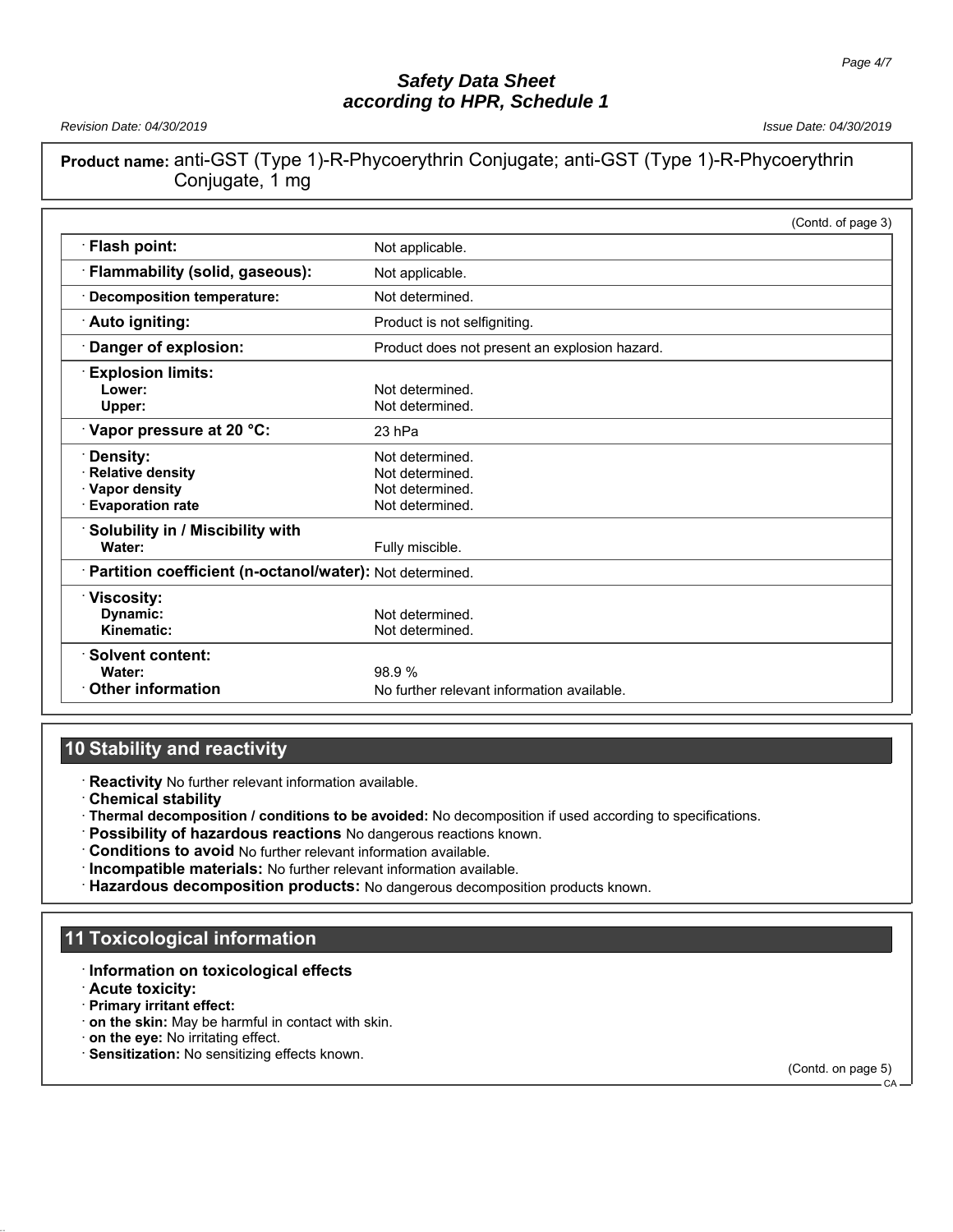**Product name:** anti-GST (Type 1)-R-Phycoerythrin Conjugate; anti-GST (Type 1)-R-Phycoerythrin Conjugate, 1 mg

(Contd. of page 3)

| | |
|---|---|
| · **Flash point:** | Not applicable. |
| · **Flammability (solid, gaseous):** | Not applicable. |
| · **Decomposition temperature:** | Not determined. |
| · **Auto igniting:** | Product is not selfigniting. |
| · **Danger of explosion:** | Product does not present an explosion hazard. |
| · **Explosion limits:** | |
| **Lower:** | Not determined. |
| **Upper:** | Not determined. |
| · **Vapor pressure at 20 °C:** | 23 hPa |
| · **Density:** | Not determined. |
| · **Relative density** | Not determined. |
| · **Vapor density** | Not determined. |
| · **Evaporation rate** | Not determined. |
| · **Solubility in / Miscibility with** | |
| **Water:** | Fully miscible. |
| · **Partition coefficient (n-octanol/water):** | Not determined. |
| · **Viscosity:** | |
| **Dynamic:** | Not determined. |
| **Kinematic:** | Not determined. |
| · **Solvent content:** | |
| **Water:** | 98.9 % |
| · **Other information** | No further relevant information available. |

## 10 Stability and reactivity

· **Reactivity** No further relevant information available.
· **Chemical stability**
· **Thermal decomposition / conditions to be avoided:** No decomposition if used according to specifications.
· **Possibility of hazardous reactions** No dangerous reactions known.
· **Conditions to avoid** No further relevant information available.
· **Incompatible materials:** No further relevant information available.
· **Hazardous decomposition products:** No dangerous decomposition products known.

## 11 Toxicological information

· **Information on toxicological effects**
· **Acute toxicity:**
· **Primary irritant effect:**
· **on the skin:** May be harmful in contact with skin.
· **on the eye:** No irritating effect.
· **Sensitization:** No sensitizing effects known.

(Contd. on page 5)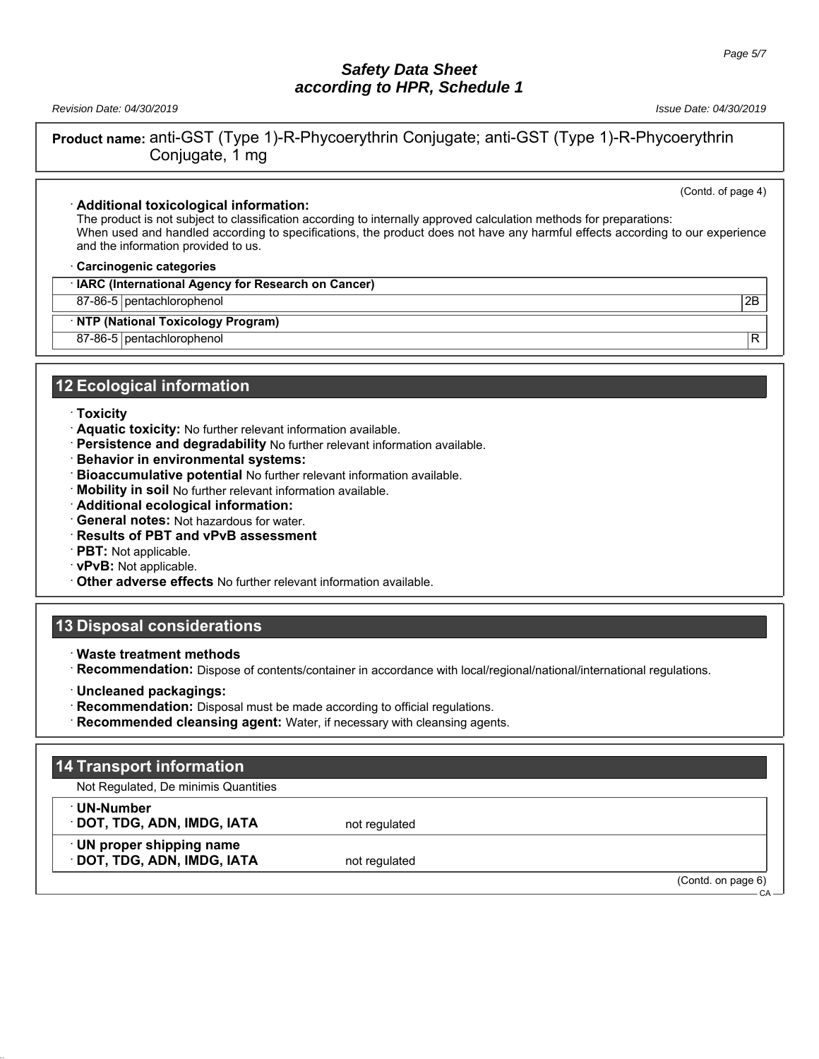**Product name:** anti-GST (Type 1)-R-Phycoerythrin Conjugate; anti-GST (Type 1)-R-Phycoerythrin Conjugate, 1 mg

(Contd. of page 4)

· **Additional toxicological information:**
The product is not subject to classification according to internally approved calculation methods for preparations:
When used and handled according to specifications, the product does not have any harmful effects according to our experience and the information provided to us.

· **Carcinogenic categories**

| · IARC (International Agency for Research on Cancer) | | |
|---|---|---|
| 87-86-5 | pentachlorophenol | 2B |

| · NTP (National Toxicology Program) | | |
|---|---|---|
| 87-86-5 | pentachlorophenol | R |

## 12 Ecological information

· **Toxicity**
· **Aquatic toxicity:** No further relevant information available.
· **Persistence and degradability** No further relevant information available.
· **Behavior in environmental systems:**
· **Bioaccumulative potential** No further relevant information available.
· **Mobility in soil** No further relevant information available.
· **Additional ecological information:**
· **General notes:** Not hazardous for water.
· **Results of PBT and vPvB assessment**
· **PBT:** Not applicable.
· **vPvB:** Not applicable.
· **Other adverse effects** No further relevant information available.

## 13 Disposal considerations

· **Waste treatment methods**
· **Recommendation:** Dispose of contents/container in accordance with local/regional/national/international regulations.

· **Uncleaned packagings:**
· **Recommendation:** Disposal must be made according to official regulations.
· **Recommended cleansing agent:** Water, if necessary with cleansing agents.

## 14 Transport information

Not Regulated, De minimis Quantities

| · UN-Number | |
|---|---|
| · DOT, TDG, ADN, IMDG, IATA | not regulated |
| **· UN proper shipping name** | |
| · DOT, TDG, ADN, IMDG, IATA | not regulated |

(Contd. on page 6)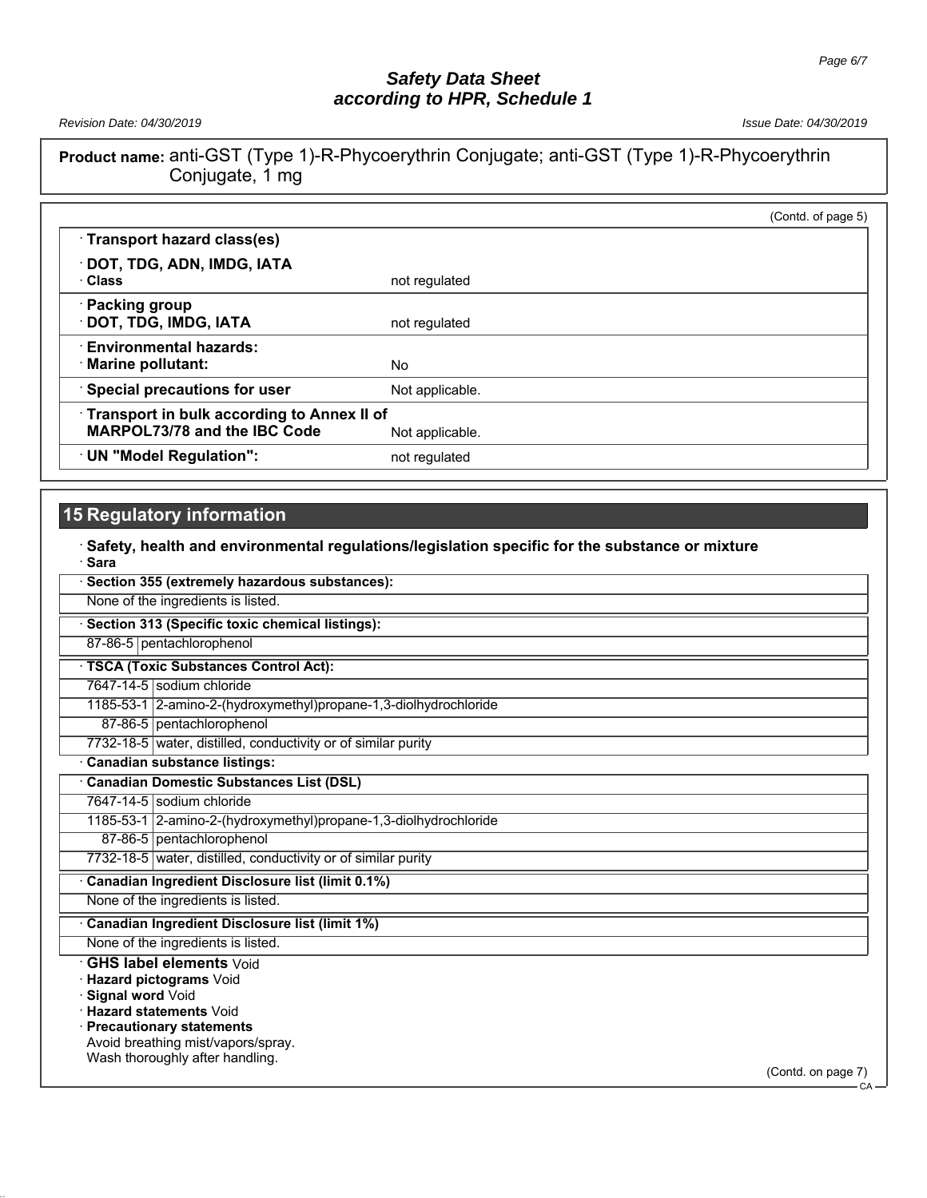**Product name:** anti-GST (Type 1)-R-Phycoerythrin Conjugate; anti-GST (Type 1)-R-Phycoerythrin Conjugate, 1 mg

(Contd. of page 5)

| · **Transport hazard class(es)** | |
|---|---|
| · **DOT, TDG, ADN, IMDG, IATA** | |
| · **Class** | not regulated |
| · **Packing group** | |
| · **DOT, TDG, IMDG, IATA** | not regulated |
| · **Environmental hazards:** | |
| · **Marine pollutant:** | No |
| · **Special precautions for user** | Not applicable. |
| · **Transport in bulk according to Annex II of MARPOL73/78 and the IBC Code** | Not applicable. |
| · **UN "Model Regulation":** | not regulated |

## 15 Regulatory information

· **Safety, health and environmental regulations/legislation specific for the substance or mixture**

· **Sara**

· **Section 355 (extremely hazardous substances):**

None of the ingredients is listed.

· **Section 313 (Specific toxic chemical listings):**

| | |
|---|---|
| 87-86-5 | pentachlorophenol |

· **TSCA (Toxic Substances Control Act):**

| | |
|---|---|
| 7647-14-5 | sodium chloride |
| 1185-53-1 | 2-amino-2-(hydroxymethyl)propane-1,3-diolhydrochloride |
| 87-86-5 | pentachlorophenol |
| 7732-18-5 | water, distilled, conductivity or of similar purity |

· **Canadian substance listings:**

· **Canadian Domestic Substances List (DSL)**

| | |
|---|---|
| 7647-14-5 | sodium chloride |
| 1185-53-1 | 2-amino-2-(hydroxymethyl)propane-1,3-diolhydrochloride |
| 87-86-5 | pentachlorophenol |
| 7732-18-5 | water, distilled, conductivity or of similar purity |

· **Canadian Ingredient Disclosure list (limit 0.1%)**

None of the ingredients is listed.

· **Canadian Ingredient Disclosure list (limit 1%)**

None of the ingredients is listed.

· **GHS label elements** Void
· **Hazard pictograms** Void
· **Signal word** Void
· **Hazard statements** Void
· **Precautionary statements**
Avoid breathing mist/vapors/spray.
Wash thoroughly after handling.

(Contd. on page 7)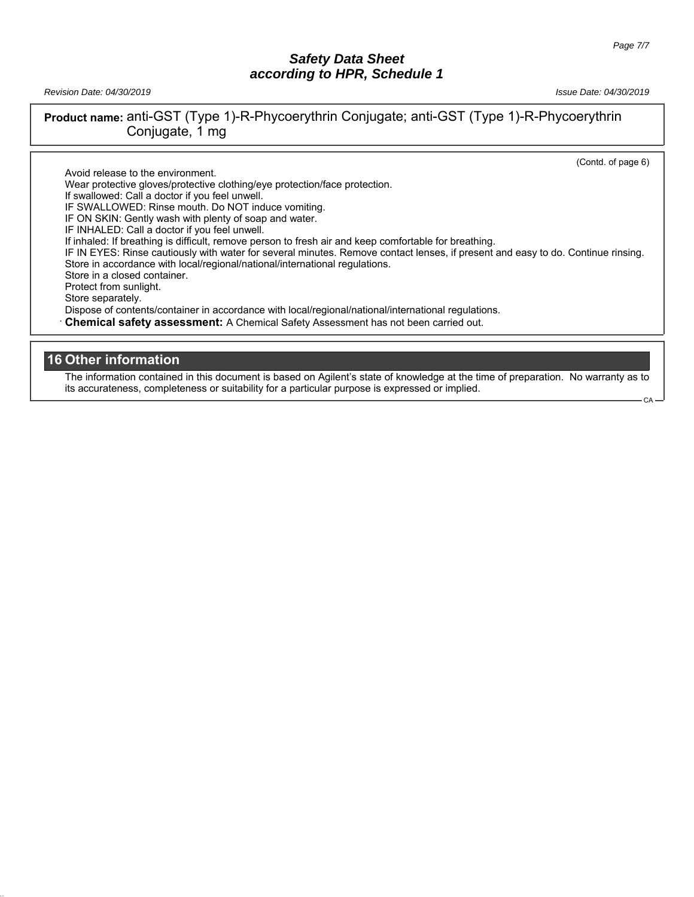**Product name:** anti-GST (Type 1)-R-Phycoerythrin Conjugate; anti-GST (Type 1)-R-Phycoerythrin Conjugate, 1 mg

(Contd. of page 6)

Avoid release to the environment.
Wear protective gloves/protective clothing/eye protection/face protection.
If swallowed: Call a doctor if you feel unwell.
IF SWALLOWED: Rinse mouth. Do NOT induce vomiting.
IF ON SKIN: Gently wash with plenty of soap and water.
IF INHALED: Call a doctor if you feel unwell.
If inhaled: If breathing is difficult, remove person to fresh air and keep comfortable for breathing.
IF IN EYES: Rinse cautiously with water for several minutes. Remove contact lenses, if present and easy to do. Continue rinsing.
Store in accordance with local/regional/national/international regulations.
Store in a closed container.
Protect from sunlight.
Store separately.
Dispose of contents/container in accordance with local/regional/national/international regulations.

· **Chemical safety assessment:** A Chemical Safety Assessment has not been carried out.

## 16 Other information

The information contained in this document is based on Agilent's state of knowledge at the time of preparation. No warranty as to its accurateness, completeness or suitability for a particular purpose is expressed or implied.

CA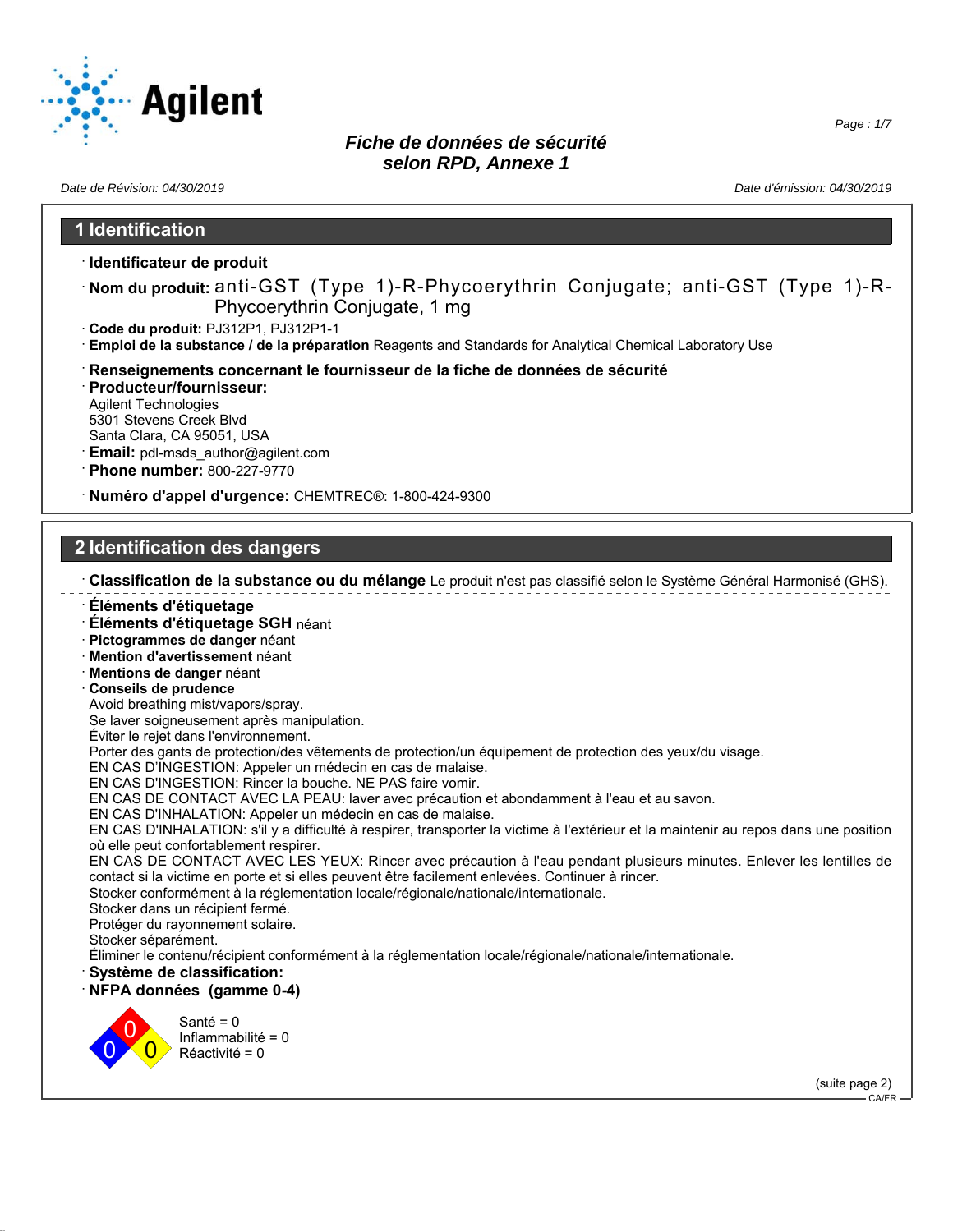# Fiche de données de sécurité
## selon RPD, Annexe 1

Date de Révision: 04/30/2019

Date d'émission: 04/30/2019

## 1 Identification

· **Identificateur de produit**

· **Nom du produit:** anti-GST (Type 1)-R-Phycoerythrin Conjugate; anti-GST (Type 1)-R-Phycoerythrin Conjugate, 1 mg

· **Code du produit:** PJ312P1, PJ312P1-1

· **Emploi de la substance / de la préparation** Reagents and Standards for Analytical Chemical Laboratory Use

· **Renseignements concernant le fournisseur de la fiche de données de sécurité**

· **Producteur/fournisseur:**

Agilent Technologies
5301 Stevens Creek Blvd
Santa Clara, CA 95051, USA

· **Email:** pdl-msds_author@agilent.com

· **Phone number:** 800-227-9770

· **Numéro d'appel d'urgence:** CHEMTREC®: 1-800-424-9300

## 2 Identification des dangers

· **Classification de la substance ou du mélange** Le produit n'est pas classifié selon le Système Général Harmonisé (GHS).

· **Éléments d'étiquetage**

· **Éléments d'étiquetage SGH** néant

· **Pictogrammes de danger** néant

· **Mention d'avertissement** néant

· **Mentions de danger** néant

· **Conseils de prudence**

Avoid breathing mist/vapors/spray.
Se laver soigneusement après manipulation.
Éviter le rejet dans l'environnement.
Porter des gants de protection/des vêtements de protection/un équipement de protection des yeux/du visage.
EN CAS D'INGESTION: Appeler un médecin en cas de malaise.
EN CAS D'INGESTION: Rincer la bouche. NE PAS faire vomir.
EN CAS DE CONTACT AVEC LA PEAU: laver avec précaution et abondamment à l'eau et au savon.
EN CAS D'INHALATION: Appeler un médecin en cas de malaise.
EN CAS D'INHALATION: s'il y a difficulté à respirer, transporter la victime à l'extérieur et la maintenir au repos dans une position où elle peut confortablement respirer.
EN CAS DE CONTACT AVEC LES YEUX: Rincer avec précaution à l'eau pendant plusieurs minutes. Enlever les lentilles de contact si la victime en porte et si elles peuvent être facilement enlevées. Continuer à rincer.
Stocker conformément à la réglementation locale/régionale/nationale/internationale.
Stocker dans un récipient fermé.
Protéger du rayonnement solaire.
Stocker séparément.
Éliminer le contenu/récipient conformément à la réglementation locale/régionale/nationale/internationale.

· **Système de classification:**

· **NFPA données (gamme 0-4)**

Santé = 0
Inflammabilité = 0
Réactivité = 0

(suite page 2)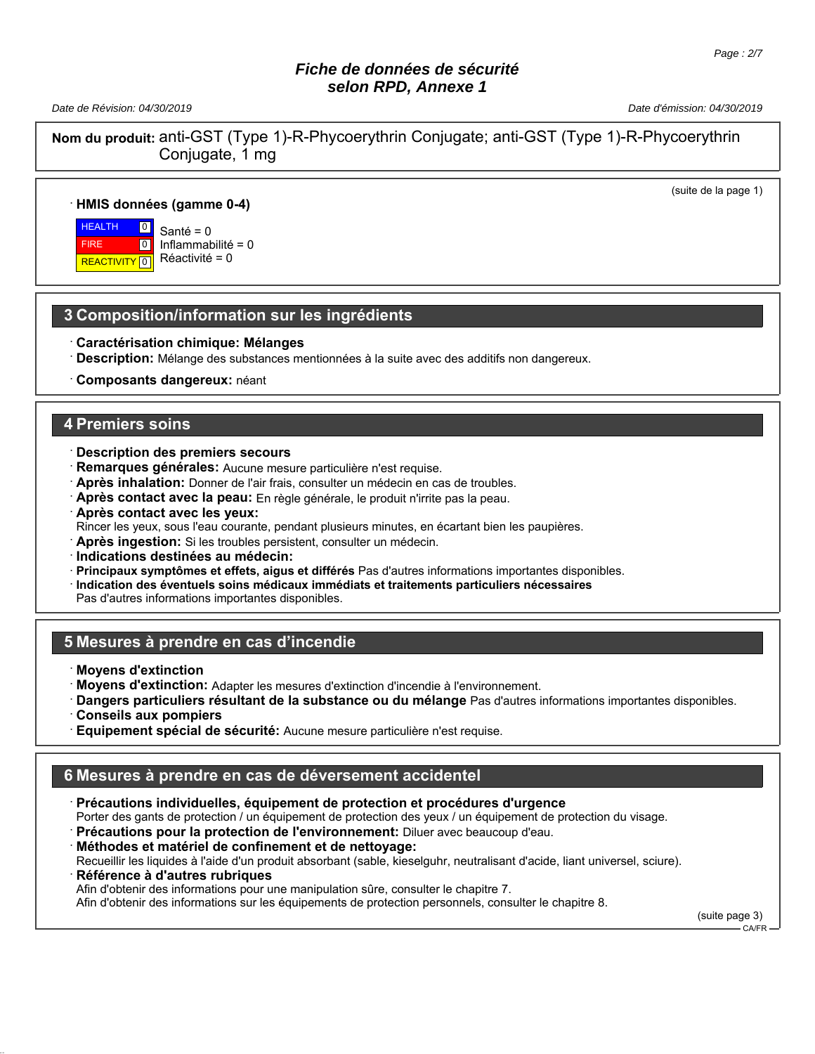**Nom du produit:** anti-GST (Type 1)-R-Phycoerythrin Conjugate; anti-GST (Type 1)-R-Phycoerythrin Conjugate, 1 mg

(suite de la page 1)

· **HMIS données (gamme 0-4)**

| | | |
|---|---|---|
| HEALTH | 0 | Santé = 0 |
| FIRE | 0 | Inflammabilité = 0 |
| REACTIVITY | 0 | Réactivité = 0 |

## 3 Composition/information sur les ingrédients

· **Caractérisation chimique: Mélanges**
· **Description:** Mélange des substances mentionnées à la suite avec des additifs non dangereux.

· **Composants dangereux:** néant

## 4 Premiers soins

· **Description des premiers secours**
· **Remarques générales:** Aucune mesure particulière n'est requise.
· **Après inhalation:** Donner de l'air frais, consulter un médecin en cas de troubles.
· **Après contact avec la peau:** En règle générale, le produit n'irrite pas la peau.
· **Après contact avec les yeux:**
Rincer les yeux, sous l'eau courante, pendant plusieurs minutes, en écartant bien les paupières.
· **Après ingestion:** Si les troubles persistent, consulter un médecin.
· **Indications destinées au médecin:**
· **Principaux symptômes et effets, aigus et différés** Pas d'autres informations importantes disponibles.
· **Indication des éventuels soins médicaux immédiats et traitements particuliers nécessaires**
Pas d'autres informations importantes disponibles.

## 5 Mesures à prendre en cas d'incendie

· **Moyens d'extinction**
· **Moyens d'extinction:** Adapter les mesures d'extinction d'incendie à l'environnement.
· **Dangers particuliers résultant de la substance ou du mélange** Pas d'autres informations importantes disponibles.
· **Conseils aux pompiers**
· **Equipement spécial de sécurité:** Aucune mesure particulière n'est requise.

## 6 Mesures à prendre en cas de déversement accidentel

· **Précautions individuelles, équipement de protection et procédures d'urgence**
Porter des gants de protection / un équipement de protection des yeux / un équipement de protection du visage.
· **Précautions pour la protection de l'environnement:** Diluer avec beaucoup d'eau.
· **Méthodes et matériel de confinement et de nettoyage:**
Recueillir les liquides à l'aide d'un produit absorbant (sable, kieselguhr, neutralisant d'acide, liant universel, sciure).
· **Référence à d'autres rubriques**
Afin d'obtenir des informations pour une manipulation sûre, consulter le chapitre 7.
Afin d'obtenir des informations sur les équipements de protection personnels, consulter le chapitre 8.

(suite page 3)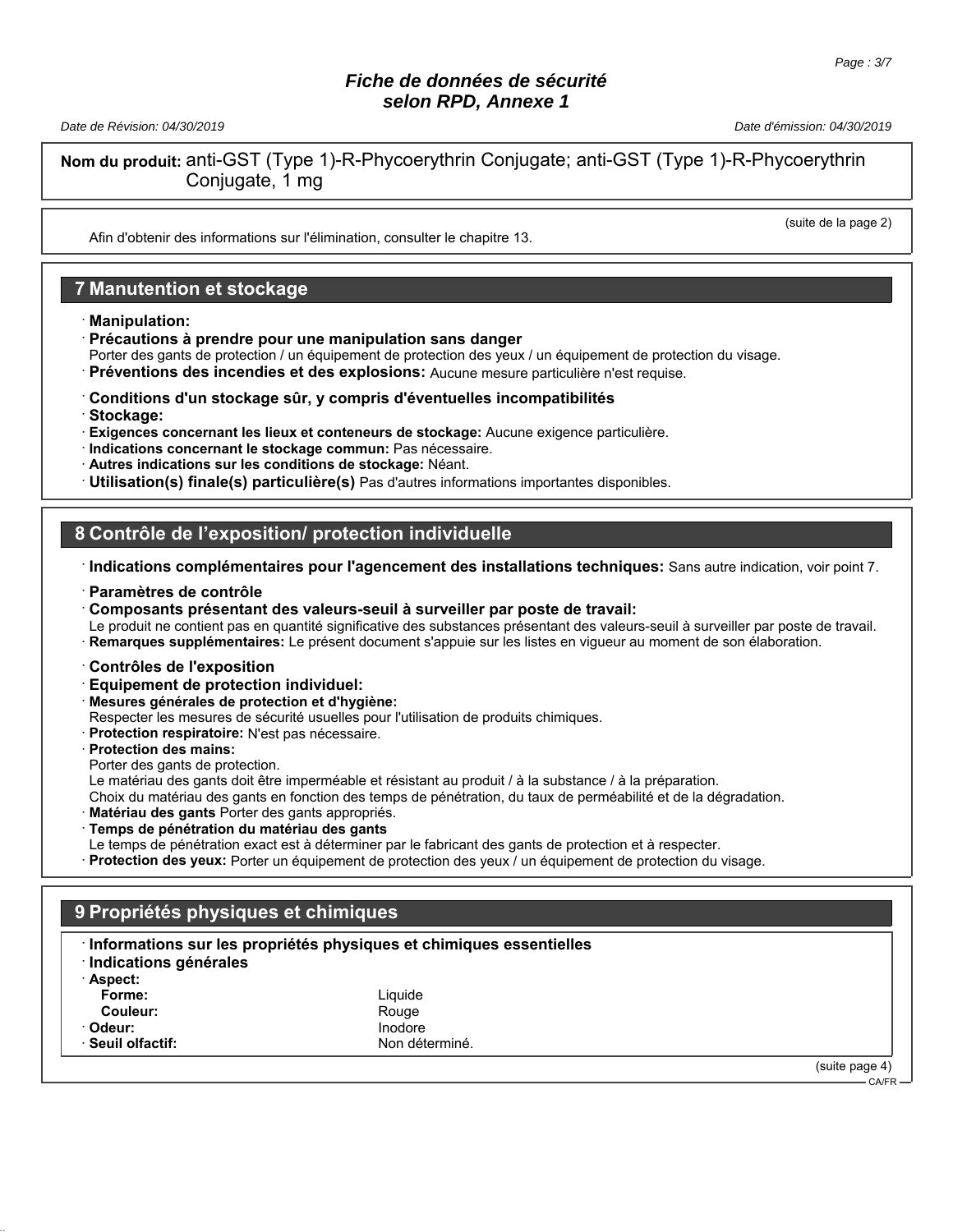**Nom du produit:** anti-GST (Type 1)-R-Phycoerythrin Conjugate; anti-GST (Type 1)-R-Phycoerythrin Conjugate, 1 mg

(suite de la page 2)

Afin d'obtenir des informations sur l'élimination, consulter le chapitre 13.

## 7 Manutention et stockage

· **Manipulation:**
· **Précautions à prendre pour une manipulation sans danger**
Porter des gants de protection / un équipement de protection des yeux / un équipement de protection du visage.
· **Préventions des incendies et des explosions:** Aucune mesure particulière n'est requise.

· **Conditions d'un stockage sûr, y compris d'éventuelles incompatibilités**
· **Stockage:**
· **Exigences concernant les lieux et conteneurs de stockage:** Aucune exigence particulière.
· **Indications concernant le stockage commun:** Pas nécessaire.
· **Autres indications sur les conditions de stockage:** Néant.
· **Utilisation(s) finale(s) particulière(s)** Pas d'autres informations importantes disponibles.

## 8 Contrôle de l'exposition/ protection individuelle

· **Indications complémentaires pour l'agencement des installations techniques:** Sans autre indication, voir point 7.

· **Paramètres de contrôle**
· **Composants présentant des valeurs-seuil à surveiller par poste de travail:**
Le produit ne contient pas en quantité significative des substances présentant des valeurs-seuil à surveiller par poste de travail.
· **Remarques supplémentaires:** Le présent document s'appuie sur les listes en vigueur au moment de son élaboration.

· **Contrôles de l'exposition**
· **Equipement de protection individuel:**
· **Mesures générales de protection et d'hygiène:**
Respecter les mesures de sécurité usuelles pour l'utilisation de produits chimiques.
· **Protection respiratoire:** N'est pas nécessaire.
· **Protection des mains:**
Porter des gants de protection.
Le matériau des gants doit être imperméable et résistant au produit / à la substance / à la préparation.
Choix du matériau des gants en fonction des temps de pénétration, du taux de perméabilité et de la dégradation.
· **Matériau des gants** Porter des gants appropriés.
· **Temps de pénétration du matériau des gants**
Le temps de pénétration exact est à déterminer par le fabricant des gants de protection et à respecter.
· **Protection des yeux:** Porter un équipement de protection des yeux / un équipement de protection du visage.

## 9 Propriétés physiques et chimiques

· **Informations sur les propriétés physiques et chimiques essentielles**
· **Indications générales**

| | |
|---|---|
| · **Aspect:** | |
| **Forme:** | Liquide |
| **Couleur:** | Rouge |
| · **Odeur:** | Inodore |
| · **Seuil olfactif:** | Non déterminé. |

(suite page 4)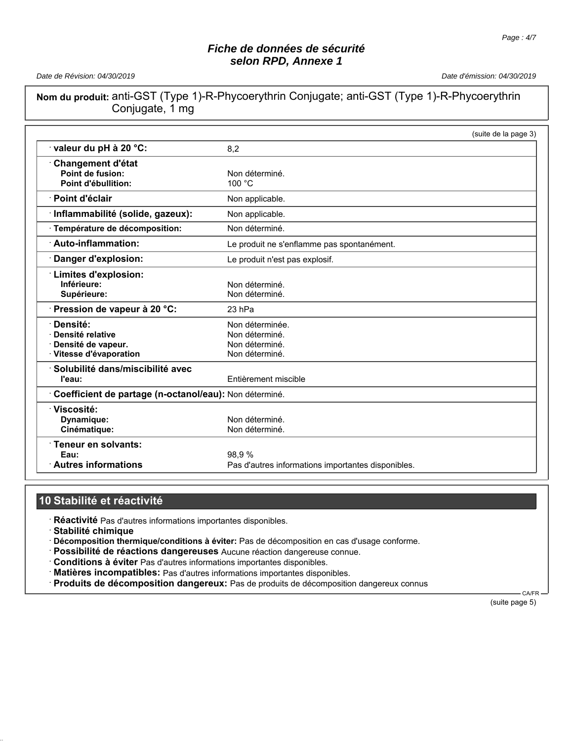**Nom du produit:** anti-GST (Type 1)-R-Phycoerythrin Conjugate; anti-GST (Type 1)-R-Phycoerythrin Conjugate, 1 mg

(suite de la page 3)

| | |
|---|---|
| · **valeur du pH à 20 °C:** | 8,2 |
| · **Changement d'état** | |
| **Point de fusion:** | Non déterminé. |
| **Point d'ébullition:** | 100 °C |
| · **Point d'éclair** | Non applicable. |
| · **Inflammabilité (solide, gazeux):** | Non applicable. |
| · **Température de décomposition:** | Non déterminé. |
| · **Auto-inflammation:** | Le produit ne s'enflamme pas spontanément. |
| · **Danger d'explosion:** | Le produit n'est pas explosif. |
| · **Limites d'explosion:** | |
| **Inférieure:** | Non déterminé. |
| **Supérieure:** | Non déterminé. |
| · **Pression de vapeur à 20 °C:** | 23 hPa |
| · **Densité:** | Non déterminée. |
| · **Densité relative** | Non déterminé. |
| · **Densité de vapeur.** | Non déterminé. |
| · **Vitesse d'évaporation** | Non déterminé. |
| · **Solubilité dans/miscibilité avec** | |
| **l'eau:** | Entièrement miscible |
| · **Coefficient de partage (n-octanol/eau):** | Non déterminé. |
| · **Viscosité:** | |
| **Dynamique:** | Non déterminé. |
| **Cinématique:** | Non déterminé. |
| · **Teneur en solvants:** | |
| **Eau:** | 98,9 % |
| · **Autres informations** | Pas d'autres informations importantes disponibles. |

## 10 Stabilité et réactivité

· **Réactivité** Pas d'autres informations importantes disponibles.
· **Stabilité chimique**
· **Décomposition thermique/conditions à éviter:** Pas de décomposition en cas d'usage conforme.
· **Possibilité de réactions dangereuses** Aucune réaction dangereuse connue.
· **Conditions à éviter** Pas d'autres informations importantes disponibles.
· **Matières incompatibles:** Pas d'autres informations importantes disponibles.
· **Produits de décomposition dangereux:** Pas de produits de décomposition dangereux connus

(suite page 5)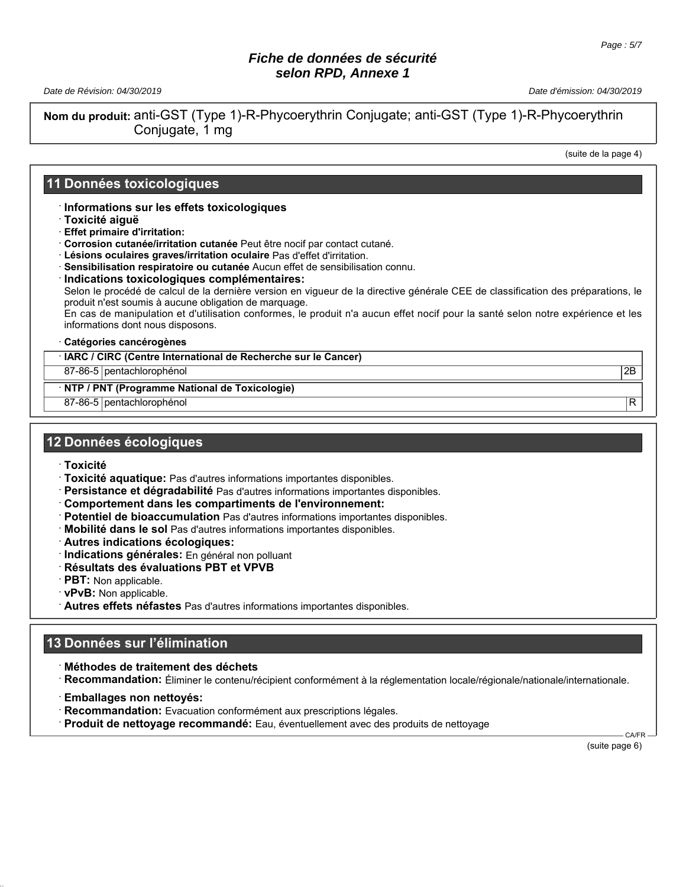**Nom du produit:** anti-GST (Type 1)-R-Phycoerythrin Conjugate; anti-GST (Type 1)-R-Phycoerythrin Conjugate, 1 mg

(suite de la page 4)

## 11 Données toxicologiques

· **Informations sur les effets toxicologiques**
· **Toxicité aiguë**
· **Effet primaire d'irritation:**
· **Corrosion cutanée/irritation cutanée** Peut être nocif par contact cutané.
· **Lésions oculaires graves/irritation oculaire** Pas d'effet d'irritation.
· **Sensibilisation respiratoire ou cutanée** Aucun effet de sensibilisation connu.
· **Indications toxicologiques complémentaires:**
Selon le procédé de calcul de la dernière version en vigueur de la directive générale CEE de classification des préparations, le produit n'est soumis à aucune obligation de marquage.
En cas de manipulation et d'utilisation conformes, le produit n'a aucun effet nocif pour la santé selon notre expérience et les informations dont nous disposons.

· **Catégories cancérogènes**

| · **IARC / CIRC (Centre International de Recherche sur le Cancer)** | | |
|---|---|---|
| 87-86-5 | pentachlorophénol | 2B |

| · **NTP / PNT (Programme National de Toxicologie)** | | |
|---|---|---|
| 87-86-5 | pentachlorophénol | R |

## 12 Données écologiques

· **Toxicité**
· **Toxicité aquatique:** Pas d'autres informations importantes disponibles.
· **Persistance et dégradabilité** Pas d'autres informations importantes disponibles.
· **Comportement dans les compartiments de l'environnement:**
· **Potentiel de bioaccumulation** Pas d'autres informations importantes disponibles.
· **Mobilité dans le sol** Pas d'autres informations importantes disponibles.
· **Autres indications écologiques:**
· **Indications générales:** En général non polluant
· **Résultats des évaluations PBT et VPVB**
· **PBT:** Non applicable.
· **vPvB:** Non applicable.
· **Autres effets néfastes** Pas d'autres informations importantes disponibles.

## 13 Données sur l'élimination

· **Méthodes de traitement des déchets**
· **Recommandation:** Éliminer le contenu/récipient conformément à la réglementation locale/régionale/nationale/internationale.

· **Emballages non nettoyés:**
· **Recommandation:** Evacuation conformément aux prescriptions légales.
· **Produit de nettoyage recommandé:** Eau, éventuellement avec des produits de nettoyage

(suite page 6)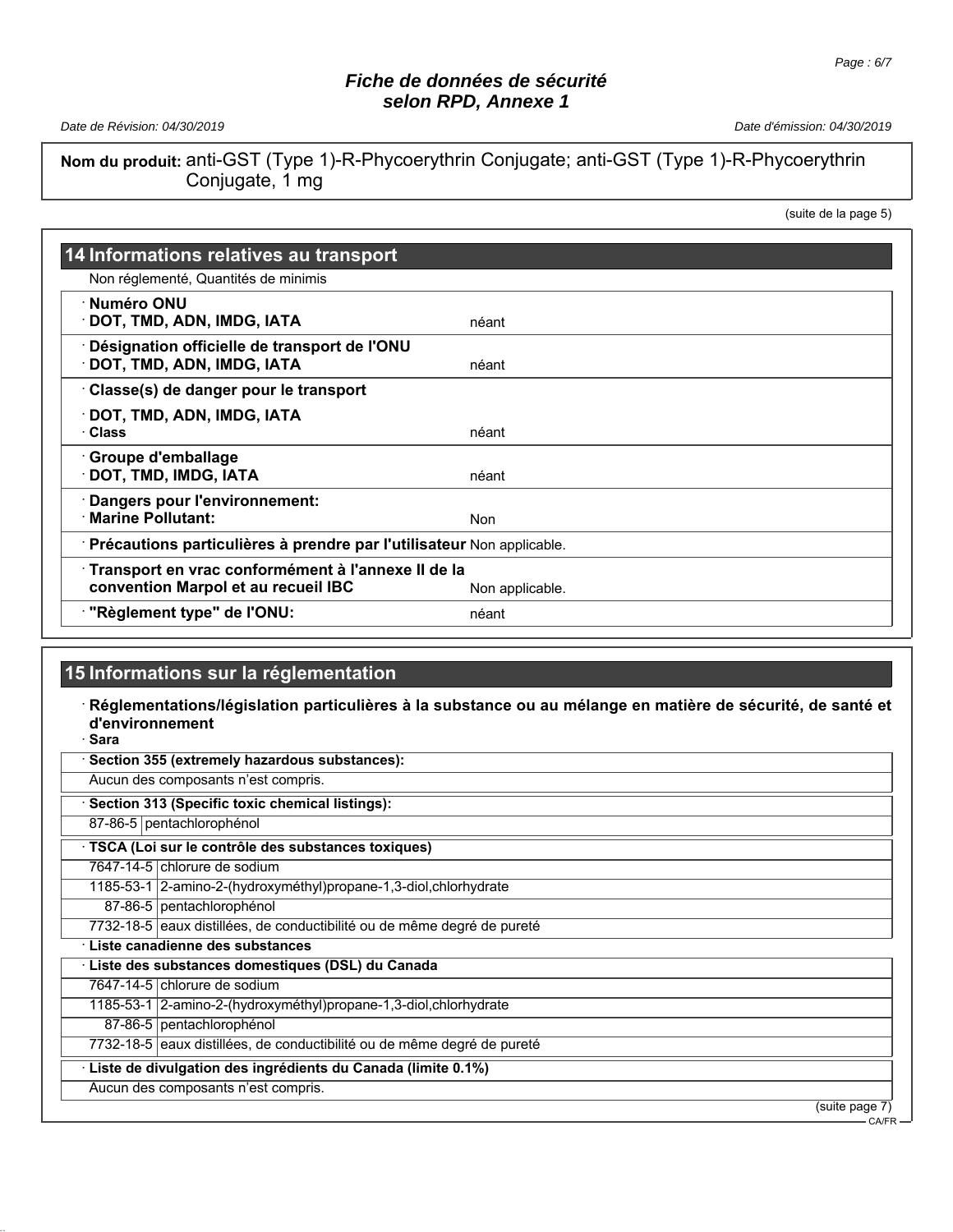**Nom du produit:** anti-GST (Type 1)-R-Phycoerythrin Conjugate; anti-GST (Type 1)-R-Phycoerythrin Conjugate, 1 mg

(suite de la page 5)

## 14 Informations relatives au transport

Non réglementé, Quantités de minimis

| | |
|---|---|
| · **Numéro ONU** | |
| · **DOT, TMD, ADN, IMDG, IATA** | néant |
| · **Désignation officielle de transport de l'ONU** | |
| · **DOT, TMD, ADN, IMDG, IATA** | néant |
| · **Classe(s) de danger pour le transport** | |
| · **DOT, TMD, ADN, IMDG, IATA** | |
| · **Class** | néant |
| · **Groupe d'emballage** | |
| · **DOT, TMD, IMDG, IATA** | néant |
| · **Dangers pour l'environnement:** | |
| · **Marine Pollutant:** | Non |
| · **Précautions particulières à prendre par l'utilisateur** | Non applicable. |
| · **Transport en vrac conformément à l'annexe II de la convention Marpol et au recueil IBC** | Non applicable. |
| · **"Règlement type" de l'ONU:** | néant |

## 15 Informations sur la réglementation

· **Réglementations/législation particulières à la substance ou au mélange en matière de sécurité, de santé et d'environnement**

· **Sara**

| · **Section 355 (extremely hazardous substances):** | |
|---|---|
| Aucun des composants n'est compris. | |

| · **Section 313 (Specific toxic chemical listings):** | |
|---|---|
| 87-86-5 | pentachlorophénol |

| · **TSCA (Loi sur le contrôle des substances toxiques)** | |
|---|---|
| 7647-14-5 | chlorure de sodium |
| 1185-53-1 | 2-amino-2-(hydroxyméthyl)propane-1,3-diol,chlorhydrate |
| 87-86-5 | pentachlorophénol |
| 7732-18-5 | eaux distillées, de conductibilité ou de même degré de pureté |

· **Liste canadienne des substances**

| · **Liste des substances domestiques (DSL) du Canada** | |
|---|---|
| 7647-14-5 | chlorure de sodium |
| 1185-53-1 | 2-amino-2-(hydroxyméthyl)propane-1,3-diol,chlorhydrate |
| 87-86-5 | pentachlorophénol |
| 7732-18-5 | eaux distillées, de conductibilité ou de même degré de pureté |

| · **Liste de divulgation des ingrédients du Canada (limite 0.1%)** |
|---|
| Aucun des composants n'est compris. |

(suite page 7)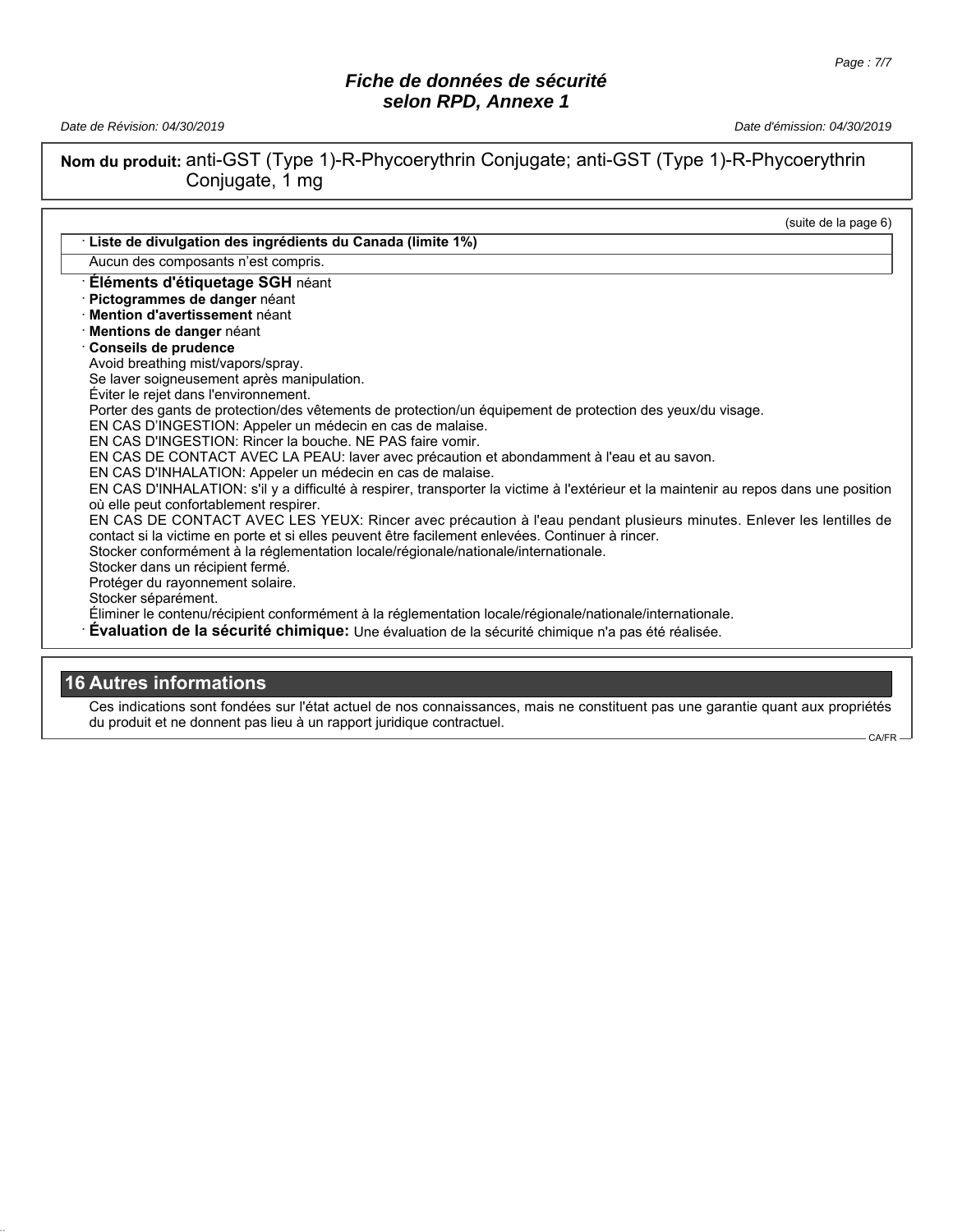**Nom du produit:** anti-GST (Type 1)-R-Phycoerythrin Conjugate; anti-GST (Type 1)-R-Phycoerythrin Conjugate, 1 mg

(suite de la page 6)

| · **Liste de divulgation des ingrédients du Canada (limite 1%)** |
| --- |
| Aucun des composants n'est compris. |

· **Éléments d'étiquetage SGH** néant
· **Pictogrammes de danger** néant
· **Mention d'avertissement** néant
· **Mentions de danger** néant
· **Conseils de prudence**
Avoid breathing mist/vapors/spray.
Se laver soigneusement après manipulation.
Éviter le rejet dans l'environnement.
Porter des gants de protection/des vêtements de protection/un équipement de protection des yeux/du visage.
EN CAS D'INGESTION: Appeler un médecin en cas de malaise.
EN CAS D'INGESTION: Rincer la bouche. NE PAS faire vomir.
EN CAS DE CONTACT AVEC LA PEAU: laver avec précaution et abondamment à l'eau et au savon.
EN CAS D'INHALATION: Appeler un médecin en cas de malaise.
EN CAS D'INHALATION: s'il y a difficulté à respirer, transporter la victime à l'extérieur et la maintenir au repos dans une position où elle peut confortablement respirer.
EN CAS DE CONTACT AVEC LES YEUX: Rincer avec précaution à l'eau pendant plusieurs minutes. Enlever les lentilles de contact si la victime en porte et si elles peuvent être facilement enlevées. Continuer à rincer.
Stocker conformément à la réglementation locale/régionale/nationale/internationale.
Stocker dans un récipient fermé.
Protéger du rayonnement solaire.
Stocker séparément.
Éliminer le contenu/récipient conformément à la réglementation locale/régionale/nationale/internationale.
· **Évaluation de la sécurité chimique:** Une évaluation de la sécurité chimique n'a pas été réalisée.

## 16 Autres informations

Ces indications sont fondées sur l'état actuel de nos connaissances, mais ne constituent pas une garantie quant aux propriétés du produit et ne donnent pas lieu à un rapport juridique contractuel.